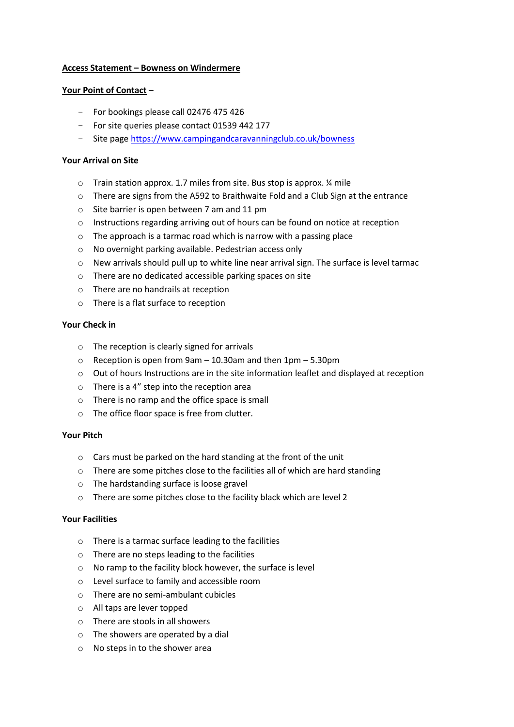**Access Statement – Bowness on Windermere**

**Your Point of Contact** –

- For bookings please call 02476 475 426
- For site queries please contact 01539 442 177
- Site page https://www.campingandcaravanningclub.co.uk/bowness

**Your Arrival on Site**

- Train station approx. 1.7 miles from site. Bus stop is approx. ¼ mile
- There are signs from the A592 to Braithwaite Fold and a Club Sign at the entrance
- Site barrier is open between 7 am and 11 pm
- Instructions regarding arriving out of hours can be found on notice at reception
- The approach is a tarmac road which is narrow with a passing place
- No overnight parking available. Pedestrian access only
- New arrivals should pull up to white line near arrival sign. The surface is level tarmac
- There are no dedicated accessible parking spaces on site
- There are no handrails at reception
- There is a flat surface to reception

**Your Check in**

- The reception is clearly signed for arrivals
- Reception is open from 9am – 10.30am and then 1pm – 5.30pm
- Out of hours Instructions are in the site information leaflet and displayed at reception
- There is a 4" step into the reception area
- There is no ramp and the office space is small
- The office floor space is free from clutter.

**Your Pitch**

- Cars must be parked on the hard standing at the front of the unit
- There are some pitches close to the facilities all of which are hard standing
- The hardstanding surface is loose gravel
- There are some pitches close to the facility black which are level 2

**Your Facilities**

- There is a tarmac surface leading to the facilities
- There are no steps leading to the facilities
- No ramp to the facility block however, the surface is level
- Level surface to family and accessible room
- There are no semi-ambulant cubicles
- All taps are lever topped
- There are stools in all showers
- The showers are operated by a dial
- No steps in to the shower area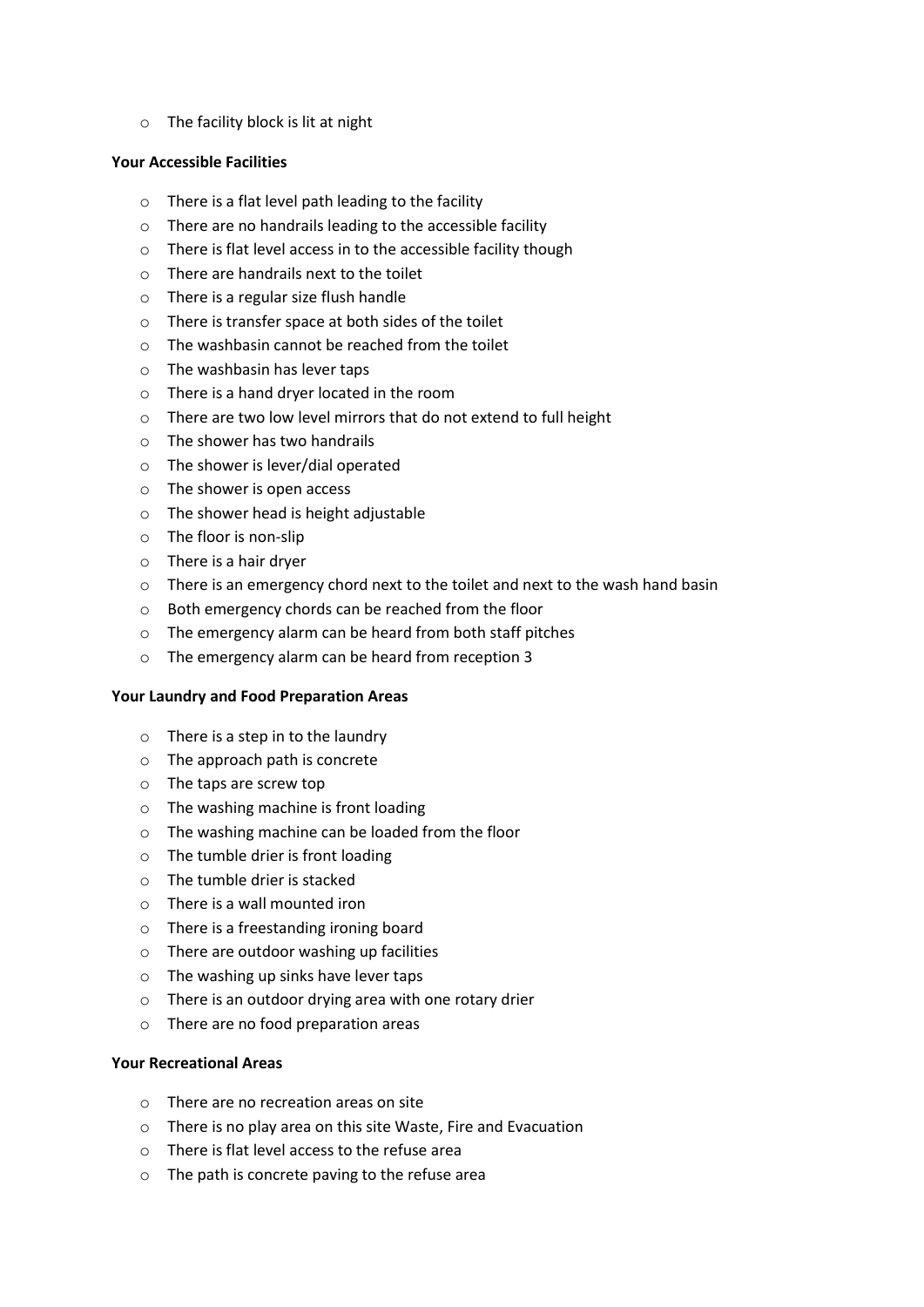- The facility block is lit at night

**Your Accessible Facilities**

- There is a flat level path leading to the facility
- There are no handrails leading to the accessible facility
- There is flat level access in to the accessible facility though
- There are handrails next to the toilet
- There is a regular size flush handle
- There is transfer space at both sides of the toilet
- The washbasin cannot be reached from the toilet
- The washbasin has lever taps
- There is a hand dryer located in the room
- There are two low level mirrors that do not extend to full height
- The shower has two handrails
- The shower is lever/dial operated
- The shower is open access
- The shower head is height adjustable
- The floor is non-slip
- There is a hair dryer
- There is an emergency chord next to the toilet and next to the wash hand basin
- Both emergency chords can be reached from the floor
- The emergency alarm can be heard from both staff pitches
- The emergency alarm can be heard from reception 3

**Your Laundry and Food Preparation Areas**

- There is a step in to the laundry
- The approach path is concrete
- The taps are screw top
- The washing machine is front loading
- The washing machine can be loaded from the floor
- The tumble drier is front loading
- The tumble drier is stacked
- There is a wall mounted iron
- There is a freestanding ironing board
- There are outdoor washing up facilities
- The washing up sinks have lever taps
- There is an outdoor drying area with one rotary drier
- There are no food preparation areas

**Your Recreational Areas**

- There are no recreation areas on site
- There is no play area on this site Waste, Fire and Evacuation
- There is flat level access to the refuse area
- The path is concrete paving to the refuse area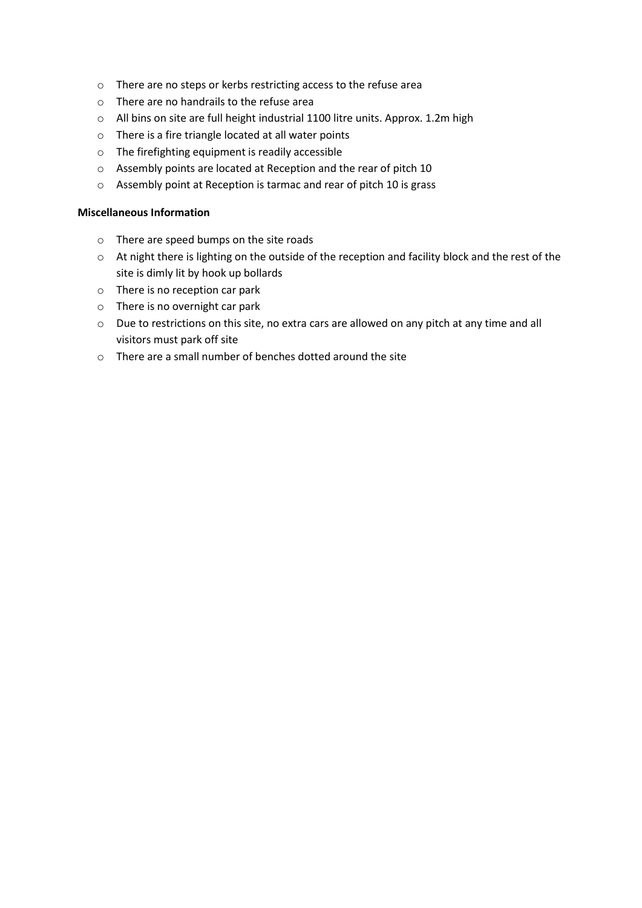- There are no steps or kerbs restricting access to the refuse area
- There are no handrails to the refuse area
- All bins on site are full height industrial 1100 litre units. Approx. 1.2m high
- There is a fire triangle located at all water points
- The firefighting equipment is readily accessible
- Assembly points are located at Reception and the rear of pitch 10
- Assembly point at Reception is tarmac and rear of pitch 10 is grass

**Miscellaneous Information**

- There are speed bumps on the site roads
- At night there is lighting on the outside of the reception and facility block and the rest of the site is dimly lit by hook up bollards
- There is no reception car park
- There is no overnight car park
- Due to restrictions on this site, no extra cars are allowed on any pitch at any time and all visitors must park off site
- There are a small number of benches dotted around the site